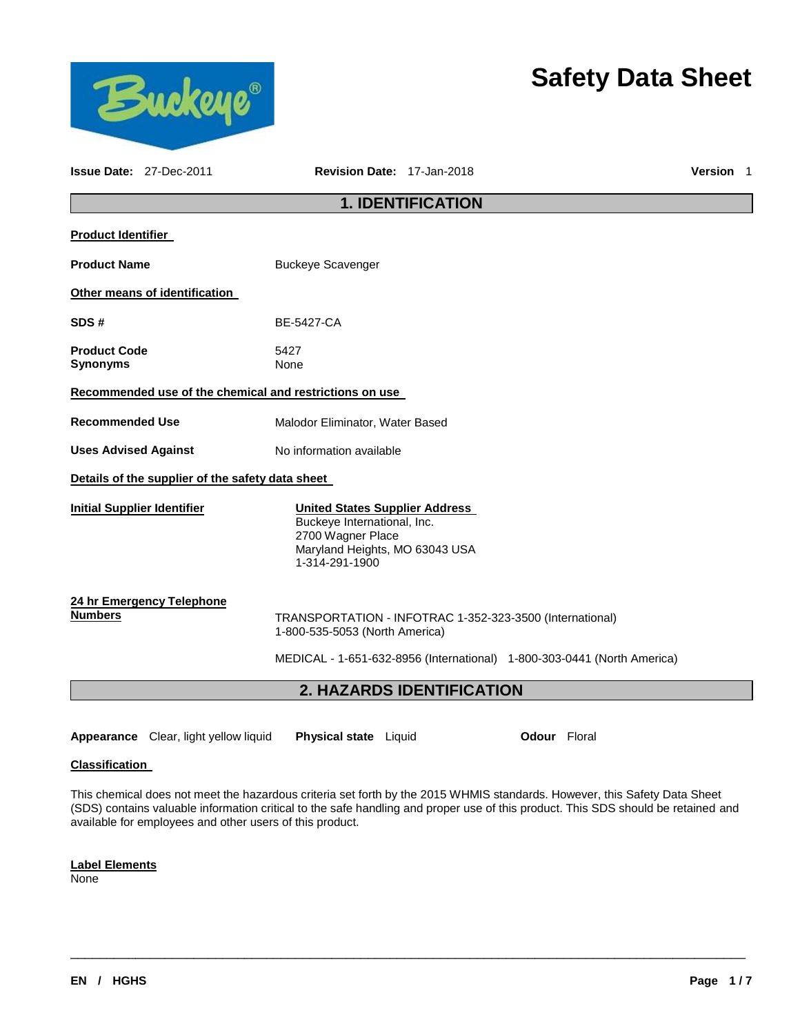# Safety Data Sheet

**Issue Date:** 27-Dec-2011 **Revision Date:** 17-Jan-2018 **Version** 1

## 1. IDENTIFICATION

**Product Identifier**

**Product Name** Buckeye Scavenger

**Other means of identification**

**SDS #** BE-5427-CA

**Product Code** 5427
**Synonyms** None

**Recommended use of the chemical and restrictions on use**

**Recommended Use** Malodor Eliminator, Water Based

**Uses Advised Against** No information available

**Details of the supplier of the safety data sheet**

**Initial Supplier Identifier**

**United States Supplier Address**
Buckeye International, Inc.
2700 Wagner Place
Maryland Heights, MO 63043 USA
1-314-291-1900

**24 hr Emergency Telephone Numbers**

TRANSPORTATION - INFOTRAC 1-352-323-3500 (International)
1-800-535-5053 (North America)

MEDICAL - 1-651-632-8956 (International) 1-800-303-0441 (North America)

## 2. HAZARDS IDENTIFICATION

**Appearance** Clear, light yellow liquid **Physical state** Liquid **Odour** Floral

**Classification**

This chemical does not meet the hazardous criteria set forth by the 2015 WHMIS standards. However, this Safety Data Sheet (SDS) contains valuable information critical to the safe handling and proper use of this product. This SDS should be retained and available for employees and other users of this product.

**Label Elements**
None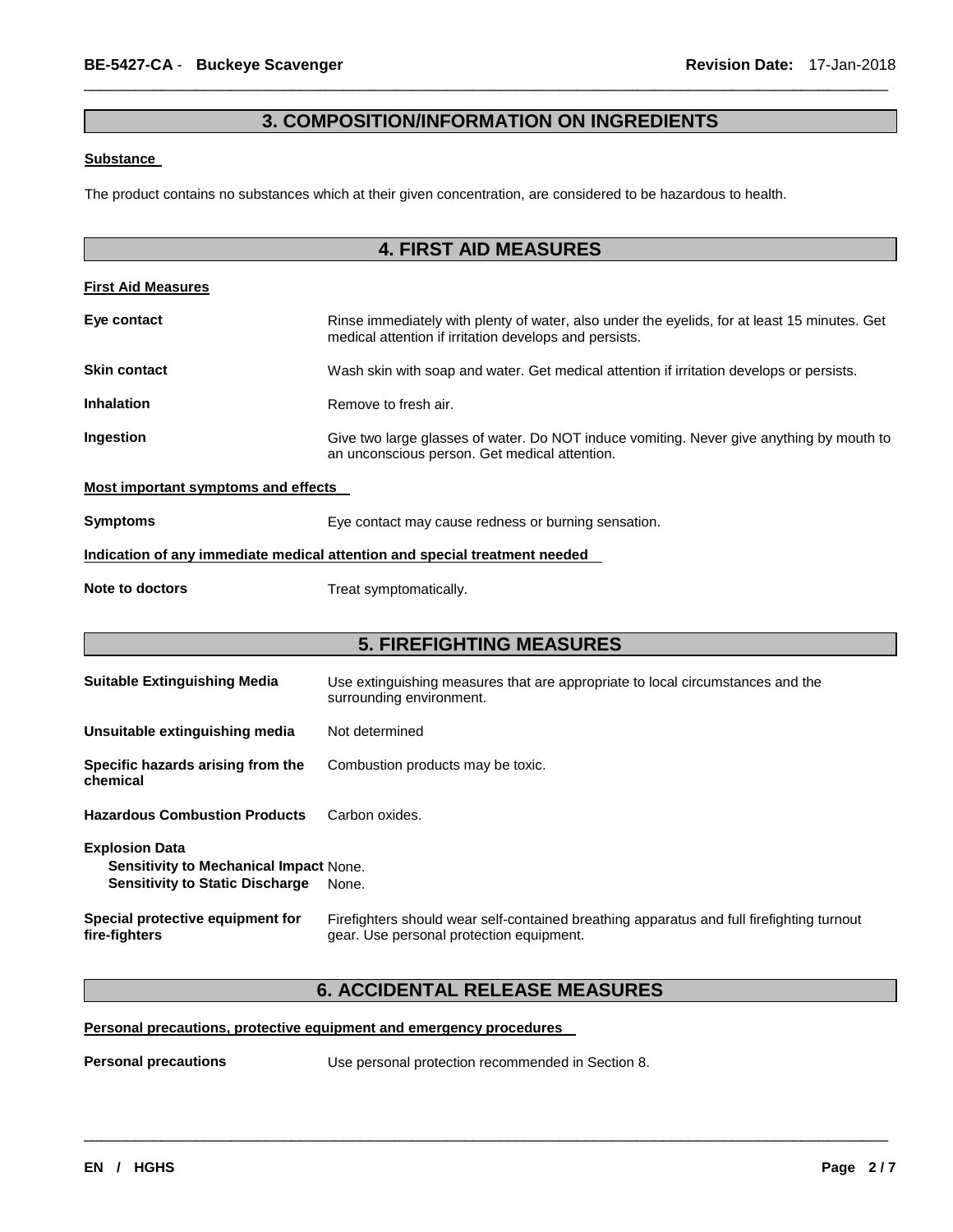## 3. COMPOSITION/INFORMATION ON INGREDIENTS

**Substance**

The product contains no substances which at their given concentration, are considered to be hazardous to health.

## 4. FIRST AID MEASURES

**First Aid Measures**

**Eye contact** — Rinse immediately with plenty of water, also under the eyelids, for at least 15 minutes. Get medical attention if irritation develops and persists.

**Skin contact** — Wash skin with soap and water. Get medical attention if irritation develops or persists.

**Inhalation** — Remove to fresh air.

**Ingestion** — Give two large glasses of water. Do NOT induce vomiting. Never give anything by mouth to an unconscious person. Get medical attention.

**Most important symptoms and effects**

**Symptoms** — Eye contact may cause redness or burning sensation.

**Indication of any immediate medical attention and special treatment needed**

**Note to doctors** — Treat symptomatically.

## 5. FIREFIGHTING MEASURES

**Suitable Extinguishing Media** — Use extinguishing measures that are appropriate to local circumstances and the surrounding environment.

**Unsuitable extinguishing media** — Not determined

**Specific hazards arising from the chemical** — Combustion products may be toxic.

**Hazardous Combustion Products** — Carbon oxides.

**Explosion Data**

- **Sensitivity to Mechanical Impact** None.
- **Sensitivity to Static Discharge** None.

**Special protective equipment for fire-fighters** — Firefighters should wear self-contained breathing apparatus and full firefighting turnout gear. Use personal protection equipment.

## 6. ACCIDENTAL RELEASE MEASURES

**Personal precautions, protective equipment and emergency procedures**

**Personal precautions** — Use personal protection recommended in Section 8.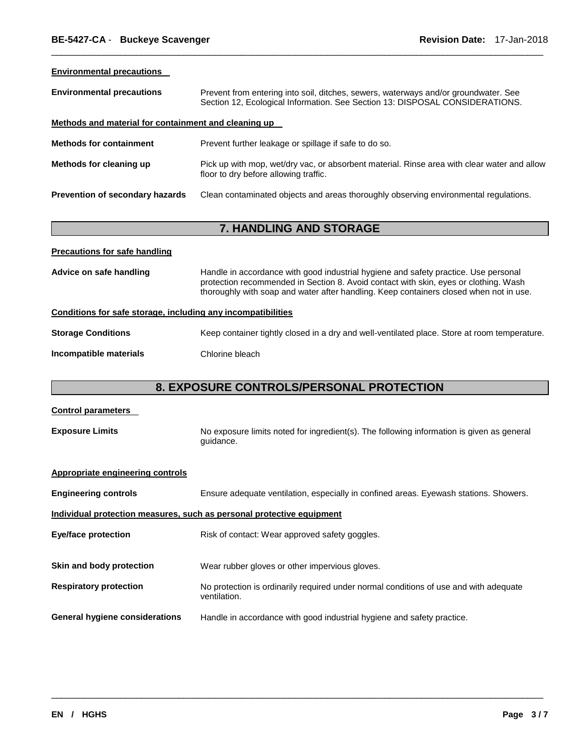**Environmental precautions**

**Environmental precautions** Prevent from entering into soil, ditches, sewers, waterways and/or groundwater. See Section 12, Ecological Information. See Section 13: DISPOSAL CONSIDERATIONS.

**Methods and material for containment and cleaning up**

**Methods for containment** Prevent further leakage or spillage if safe to do so.

**Methods for cleaning up** Pick up with mop, wet/dry vac, or absorbent material. Rinse area with clear water and allow floor to dry before allowing traffic.

**Prevention of secondary hazards** Clean contaminated objects and areas thoroughly observing environmental regulations.

## 7. HANDLING AND STORAGE

**Precautions for safe handling**

**Advice on safe handling** Handle in accordance with good industrial hygiene and safety practice. Use personal protection recommended in Section 8. Avoid contact with skin, eyes or clothing. Wash thoroughly with soap and water after handling. Keep containers closed when not in use.

**Conditions for safe storage, including any incompatibilities**

**Storage Conditions** Keep container tightly closed in a dry and well-ventilated place. Store at room temperature.

**Incompatible materials** Chlorine bleach

## 8. EXPOSURE CONTROLS/PERSONAL PROTECTION

**Control parameters**

**Exposure Limits** No exposure limits noted for ingredient(s). The following information is given as general guidance.

**Appropriate engineering controls**

**Engineering controls** Ensure adequate ventilation, especially in confined areas. Eyewash stations. Showers.

**Individual protection measures, such as personal protective equipment**

**Eye/face protection** Risk of contact: Wear approved safety goggles.

**Skin and body protection** Wear rubber gloves or other impervious gloves.

**Respiratory protection** No protection is ordinarily required under normal conditions of use and with adequate ventilation.

**General hygiene considerations** Handle in accordance with good industrial hygiene and safety practice.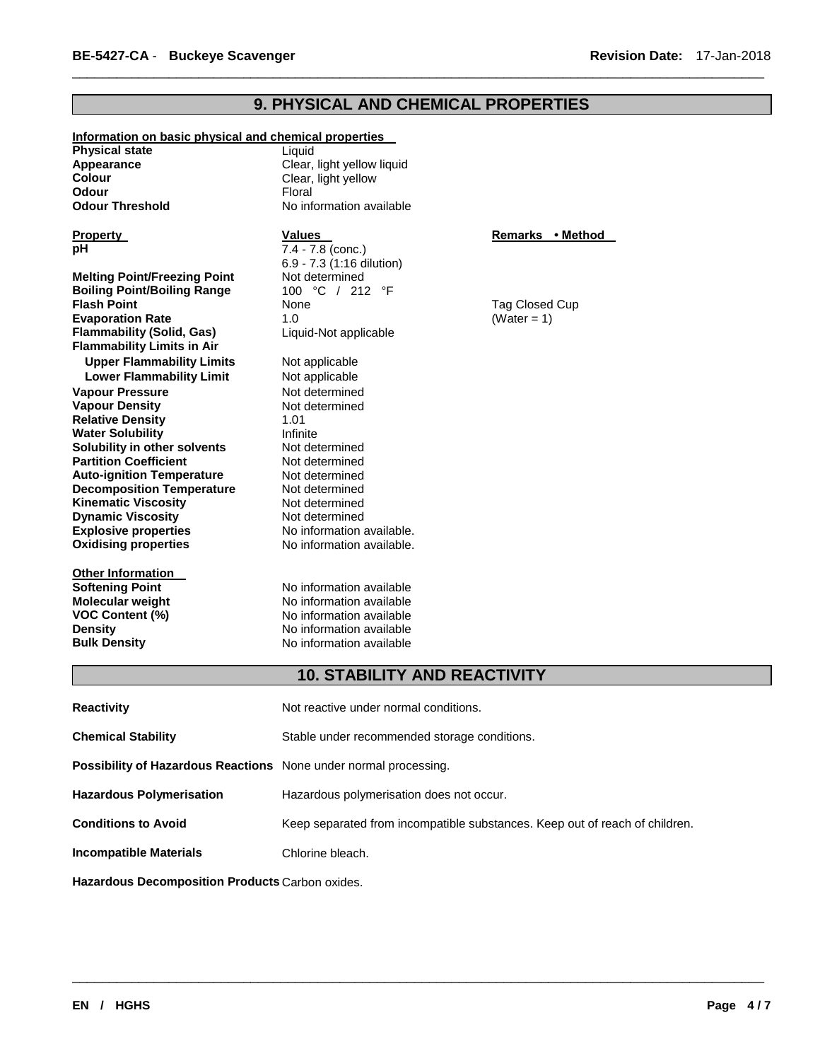## 9. PHYSICAL AND CHEMICAL PROPERTIES

**Information on basic physical and chemical properties**

| | |
|---|---|
| **Physical state** | Liquid |
| **Appearance** | Clear, light yellow liquid |
| **Colour** | Clear, light yellow |
| **Odour** | Floral |
| **Odour Threshold** | No information available |

| **Property** | **Values** | **Remarks • Method** |
|---|---|---|
| **pH** | 7.4 - 7.8 (conc.)<br>6.9 - 7.3 (1:16 dilution) | |
| **Melting Point/Freezing Point** | Not determined | |
| **Boiling Point/Boiling Range** | 100 °C / 212 °F | |
| **Flash Point** | None | Tag Closed Cup |
| **Evaporation Rate** | 1.0 | (Water = 1) |
| **Flammability (Solid, Gas)** | Liquid-Not applicable | |
| **Flammability Limits in Air** | | |
| **Upper Flammability Limits** | Not applicable | |
| **Lower Flammability Limit** | Not applicable | |
| **Vapour Pressure** | Not determined | |
| **Vapour Density** | Not determined | |
| **Relative Density** | 1.01 | |
| **Water Solubility** | Infinite | |
| **Solubility in other solvents** | Not determined | |
| **Partition Coefficient** | Not determined | |
| **Auto-ignition Temperature** | Not determined | |
| **Decomposition Temperature** | Not determined | |
| **Kinematic Viscosity** | Not determined | |
| **Dynamic Viscosity** | Not determined | |
| **Explosive properties** | No information available. | |
| **Oxidising properties** | No information available. | |

**Other Information**

| | |
|---|---|
| **Softening Point** | No information available |
| **Molecular weight** | No information available |
| **VOC Content (%)** | No information available |
| **Density** | No information available |
| **Bulk Density** | No information available |

## 10. STABILITY AND REACTIVITY

| | |
|---|---|
| **Reactivity** | Not reactive under normal conditions. |
| **Chemical Stability** | Stable under recommended storage conditions. |
| **Possibility of Hazardous Reactions** | None under normal processing. |
| **Hazardous Polymerisation** | Hazardous polymerisation does not occur. |
| **Conditions to Avoid** | Keep separated from incompatible substances. Keep out of reach of children. |
| **Incompatible Materials** | Chlorine bleach. |
| **Hazardous Decomposition Products** | Carbon oxides. |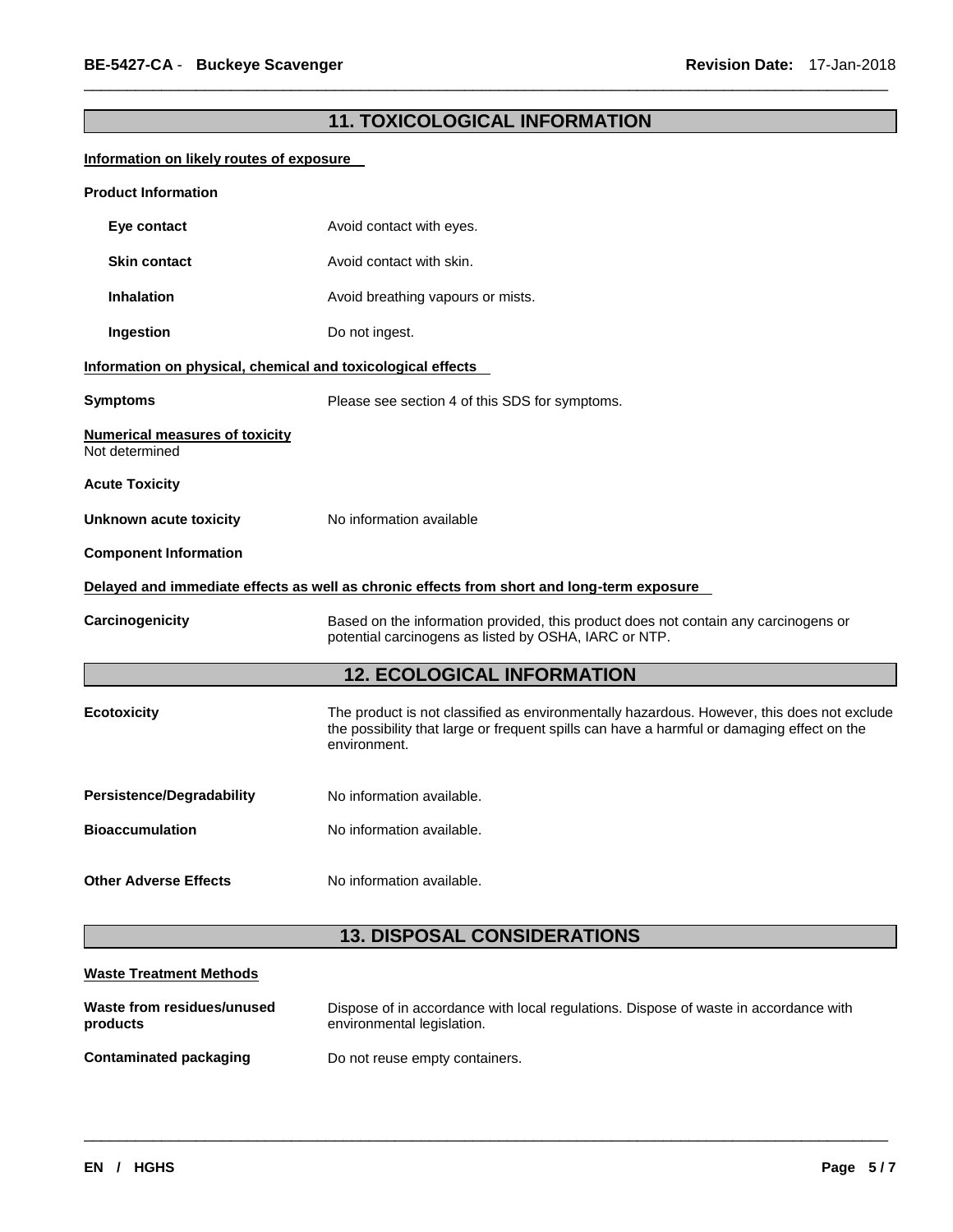## 11. TOXICOLOGICAL INFORMATION

**Information on likely routes of exposure**

**Product Information**

**Eye contact** Avoid contact with eyes.

**Skin contact** Avoid contact with skin.

**Inhalation** Avoid breathing vapours or mists.

**Ingestion** Do not ingest.

**Information on physical, chemical and toxicological effects**

**Symptoms** Please see section 4 of this SDS for symptoms.

**Numerical measures of toxicity**
Not determined

**Acute Toxicity**

**Unknown acute toxicity** No information available

**Component Information**

**Delayed and immediate effects as well as chronic effects from short and long-term exposure**

**Carcinogenicity** Based on the information provided, this product does not contain any carcinogens or potential carcinogens as listed by OSHA, IARC or NTP.

## 12. ECOLOGICAL INFORMATION

**Ecotoxicity** The product is not classified as environmentally hazardous. However, this does not exclude the possibility that large or frequent spills can have a harmful or damaging effect on the environment.

**Persistence/Degradability** No information available.

**Bioaccumulation** No information available.

**Other Adverse Effects** No information available.

## 13. DISPOSAL CONSIDERATIONS

**Waste Treatment Methods**

**Waste from residues/unused products** Dispose of in accordance with local regulations. Dispose of waste in accordance with environmental legislation.

**Contaminated packaging** Do not reuse empty containers.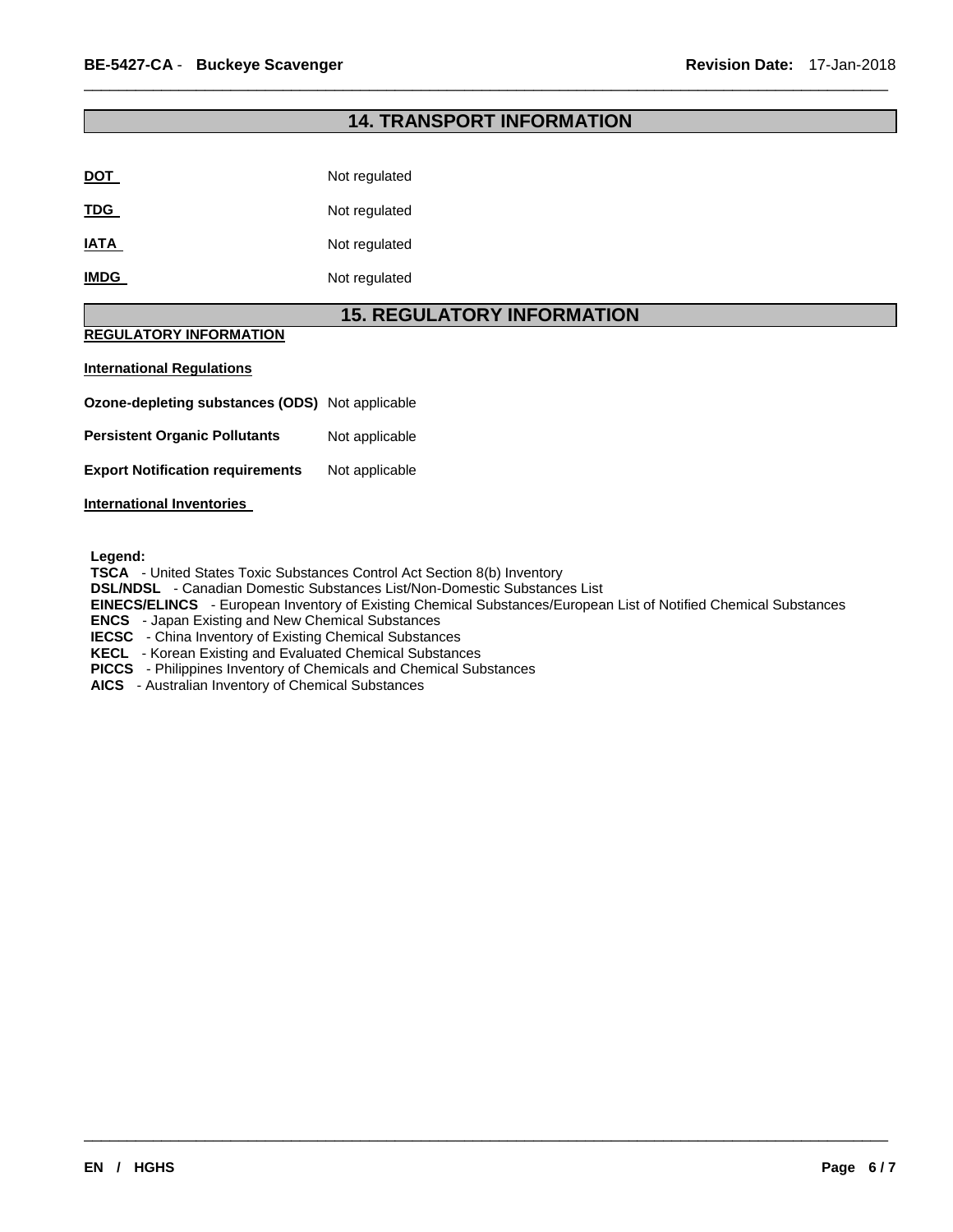## 14. TRANSPORT INFORMATION

| | |
|---|---|
| **DOT** | Not regulated |
| **TDG** | Not regulated |
| **IATA** | Not regulated |
| **IMDG** | Not regulated |

## 15. REGULATORY INFORMATION

**REGULATORY INFORMATION**

**International Regulations**

| | |
|---|---|
| **Ozone-depleting substances (ODS)** | Not applicable |
| **Persistent Organic Pollutants** | Not applicable |
| **Export Notification requirements** | Not applicable |

**International Inventories**

**Legend:**
**TSCA** - United States Toxic Substances Control Act Section 8(b) Inventory
**DSL/NDSL** - Canadian Domestic Substances List/Non-Domestic Substances List
**EINECS/ELINCS** - European Inventory of Existing Chemical Substances/European List of Notified Chemical Substances
**ENCS** - Japan Existing and New Chemical Substances
**IECSC** - China Inventory of Existing Chemical Substances
**KECL** - Korean Existing and Evaluated Chemical Substances
**PICCS** - Philippines Inventory of Chemicals and Chemical Substances
**AICS** - Australian Inventory of Chemical Substances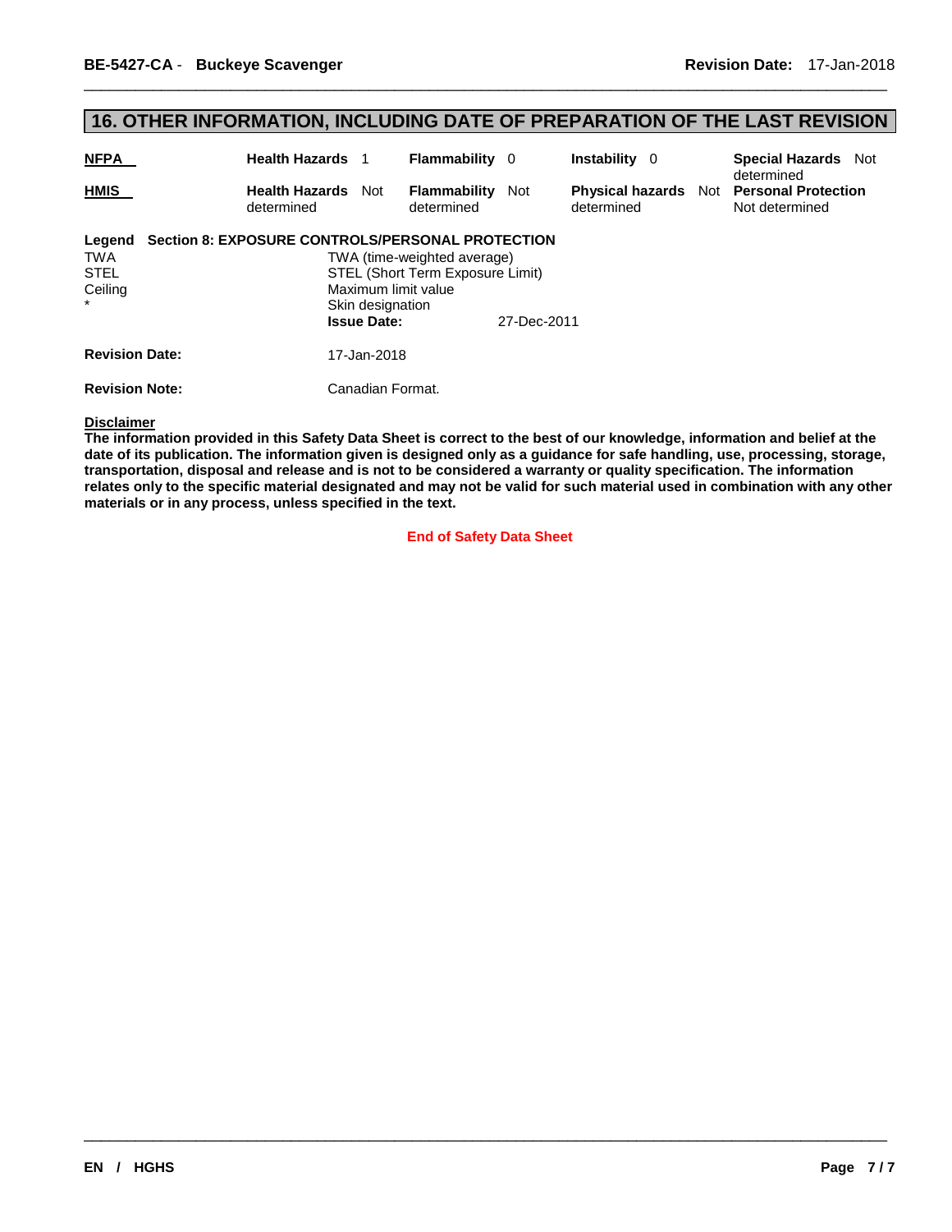## 16. OTHER INFORMATION, INCLUDING DATE OF PREPARATION OF THE LAST REVISION

| | | | | |
|---|---|---|---|---|
| **NFPA** | **Health Hazards** 1 | **Flammability** 0 | **Instability** 0 | **Special Hazards** Not determined |
| **HMIS** | **Health Hazards** Not determined | **Flammability** Not determined | **Physical hazards** Not determined | **Personal Protection** Not determined |

**Legend Section 8: EXPOSURE CONTROLS/PERSONAL PROTECTION**

| | |
|---|---|
| TWA | TWA (time-weighted average) |
| STEL | STEL (Short Term Exposure Limit) |
| Ceiling | Maximum limit value |
| * | Skin designation |

**Issue Date:** 27-Dec-2011

**Revision Date:** 17-Jan-2018

**Revision Note:** Canadian Format.

**Disclaimer**

**The information provided in this Safety Data Sheet is correct to the best of our knowledge, information and belief at the date of its publication. The information given is designed only as a guidance for safe handling, use, processing, storage, transportation, disposal and release and is not to be considered a warranty or quality specification. The information relates only to the specific material designated and may not be valid for such material used in combination with any other materials or in any process, unless specified in the text.**

**End of Safety Data Sheet**